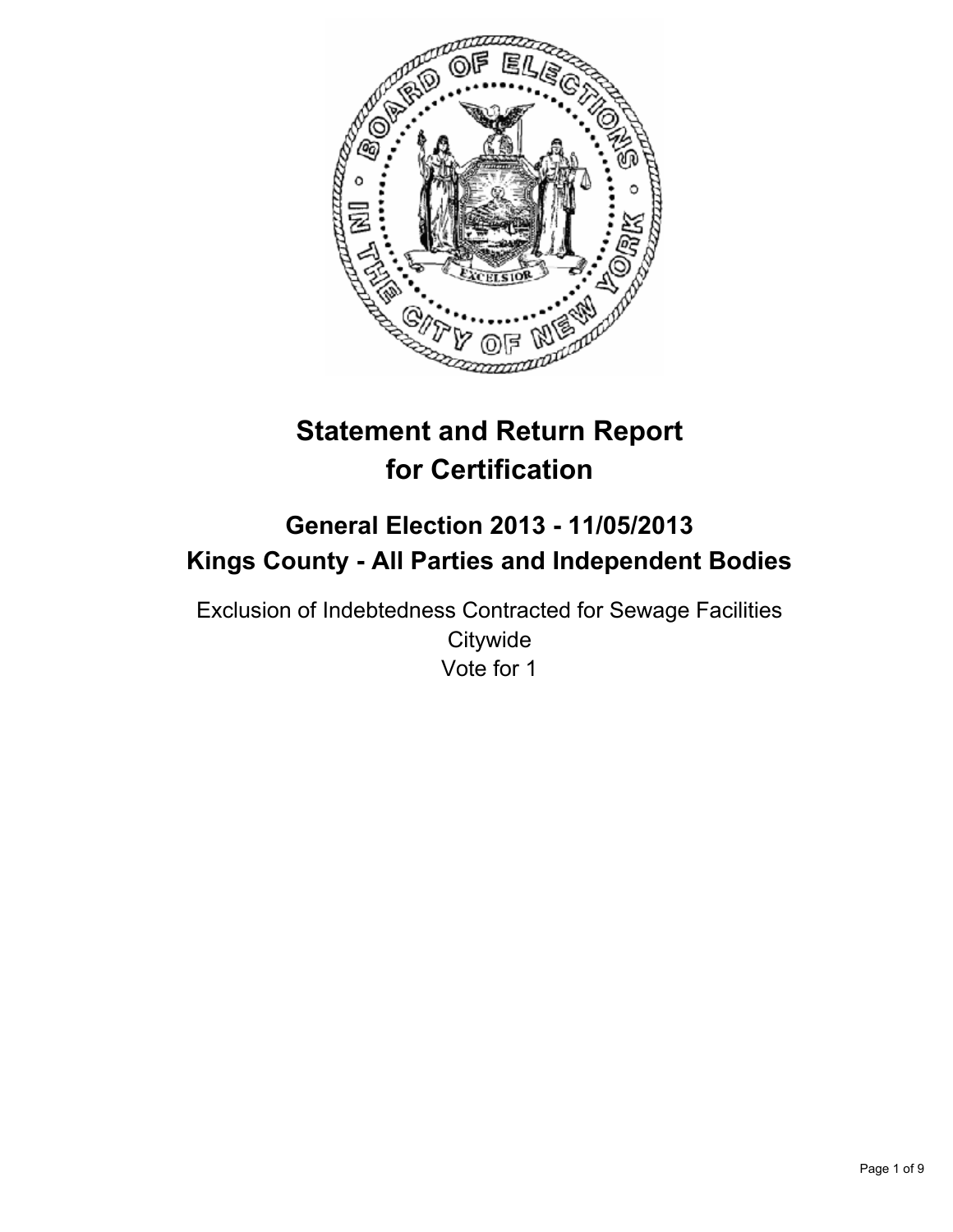# Statement and Return Report for Certification

## General Election 2013 - 11/05/2013
## Kings County - All Parties and Independent Bodies

Exclusion of Indebtedness Contracted for Sewage Facilities
Citywide
Vote for 1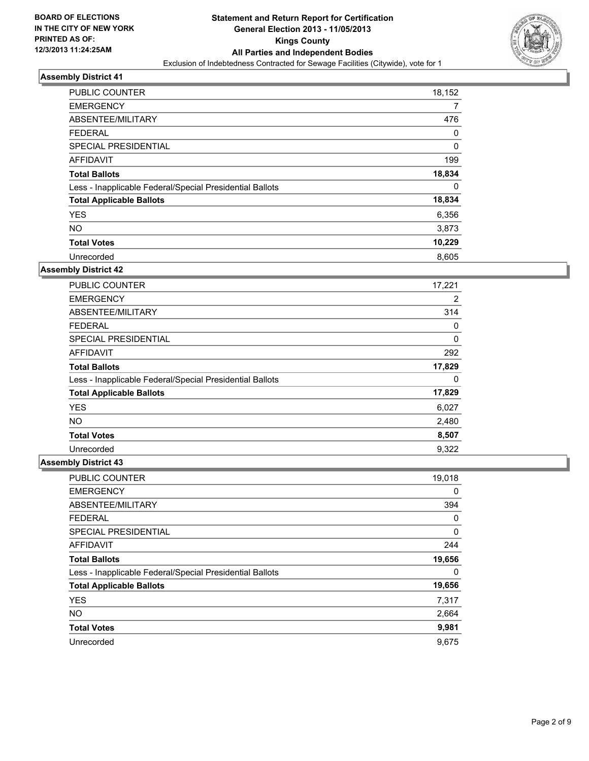**BOARD OF ELECTIONS IN THE CITY OF NEW YORK PRINTED AS OF: 12/3/2013 11:24:25AM**

## Statement and Return Report for Certification General Election 2013 - 11/05/2013 Kings County All Parties and Independent Bodies

Exclusion of Indebtedness Contracted for Sewage Facilities (Citywide), vote for 1

### Assembly District 41

| | |
|---|---|
| PUBLIC COUNTER | 18,152 |
| EMERGENCY | 7 |
| ABSENTEE/MILITARY | 476 |
| FEDERAL | 0 |
| SPECIAL PRESIDENTIAL | 0 |
| AFFIDAVIT | 199 |
| **Total Ballots** | **18,834** |
| Less - Inapplicable Federal/Special Presidential Ballots | 0 |
| **Total Applicable Ballots** | **18,834** |
| YES | 6,356 |
| NO | 3,873 |
| **Total Votes** | **10,229** |
| Unrecorded | 8,605 |

### Assembly District 42

| | |
|---|---|
| PUBLIC COUNTER | 17,221 |
| EMERGENCY | 2 |
| ABSENTEE/MILITARY | 314 |
| FEDERAL | 0 |
| SPECIAL PRESIDENTIAL | 0 |
| AFFIDAVIT | 292 |
| **Total Ballots** | **17,829** |
| Less - Inapplicable Federal/Special Presidential Ballots | 0 |
| **Total Applicable Ballots** | **17,829** |
| YES | 6,027 |
| NO | 2,480 |
| **Total Votes** | **8,507** |
| Unrecorded | 9,322 |

### Assembly District 43

| | |
|---|---|
| PUBLIC COUNTER | 19,018 |
| EMERGENCY | 0 |
| ABSENTEE/MILITARY | 394 |
| FEDERAL | 0 |
| SPECIAL PRESIDENTIAL | 0 |
| AFFIDAVIT | 244 |
| **Total Ballots** | **19,656** |
| Less - Inapplicable Federal/Special Presidential Ballots | 0 |
| **Total Applicable Ballots** | **19,656** |
| YES | 7,317 |
| NO | 2,664 |
| **Total Votes** | **9,981** |
| Unrecorded | 9,675 |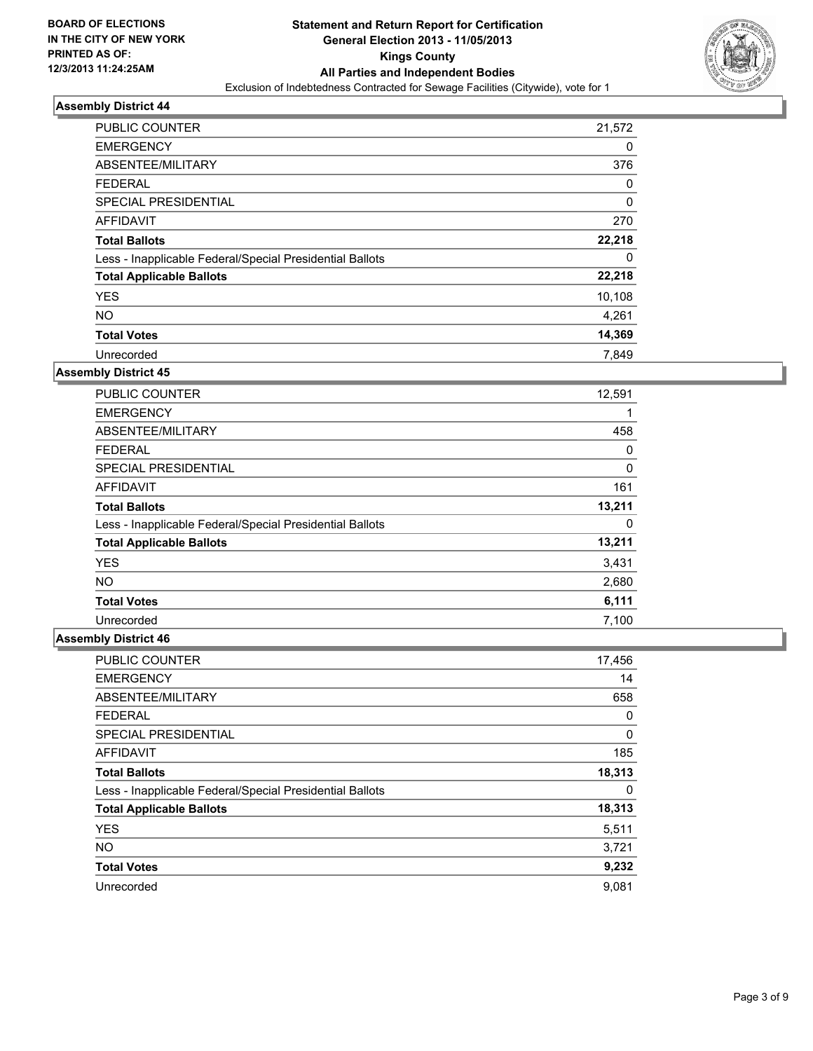**BOARD OF ELECTIONS IN THE CITY OF NEW YORK PRINTED AS OF: 12/3/2013 11:24:25AM**

**Statement and Return Report for Certification**
**General Election 2013 - 11/05/2013**
**Kings County**
**All Parties and Independent Bodies**
Exclusion of Indebtedness Contracted for Sewage Facilities (Citywide), vote for 1

### Assembly District 44

| | |
|---|---|
| PUBLIC COUNTER | 21,572 |
| EMERGENCY | 0 |
| ABSENTEE/MILITARY | 376 |
| FEDERAL | 0 |
| SPECIAL PRESIDENTIAL | 0 |
| AFFIDAVIT | 270 |
| **Total Ballots** | **22,218** |
| Less - Inapplicable Federal/Special Presidential Ballots | 0 |
| **Total Applicable Ballots** | **22,218** |
| YES | 10,108 |
| NO | 4,261 |
| **Total Votes** | **14,369** |
| Unrecorded | 7,849 |

### Assembly District 45

| | |
|---|---|
| PUBLIC COUNTER | 12,591 |
| EMERGENCY | 1 |
| ABSENTEE/MILITARY | 458 |
| FEDERAL | 0 |
| SPECIAL PRESIDENTIAL | 0 |
| AFFIDAVIT | 161 |
| **Total Ballots** | **13,211** |
| Less - Inapplicable Federal/Special Presidential Ballots | 0 |
| **Total Applicable Ballots** | **13,211** |
| YES | 3,431 |
| NO | 2,680 |
| **Total Votes** | **6,111** |
| Unrecorded | 7,100 |

### Assembly District 46

| | |
|---|---|
| PUBLIC COUNTER | 17,456 |
| EMERGENCY | 14 |
| ABSENTEE/MILITARY | 658 |
| FEDERAL | 0 |
| SPECIAL PRESIDENTIAL | 0 |
| AFFIDAVIT | 185 |
| **Total Ballots** | **18,313** |
| Less - Inapplicable Federal/Special Presidential Ballots | 0 |
| **Total Applicable Ballots** | **18,313** |
| YES | 5,511 |
| NO | 3,721 |
| **Total Votes** | **9,232** |
| Unrecorded | 9,081 |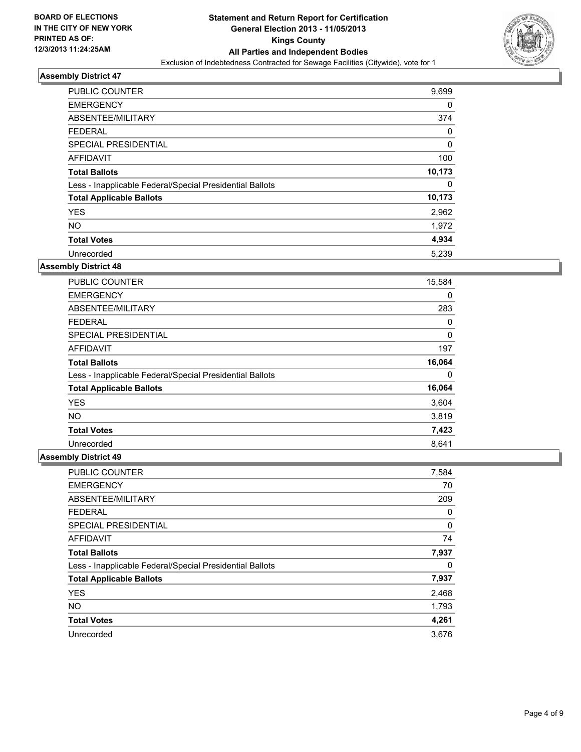**BOARD OF ELECTIONS IN THE CITY OF NEW YORK PRINTED AS OF: 12/3/2013 11:24:25AM**

# Statement and Return Report for Certification General Election 2013 - 11/05/2013 Kings County All Parties and Independent Bodies

Exclusion of Indebtedness Contracted for Sewage Facilities (Citywide), vote for 1

## Assembly District 47

| | |
|---|---|
| PUBLIC COUNTER | 9,699 |
| EMERGENCY | 0 |
| ABSENTEE/MILITARY | 374 |
| FEDERAL | 0 |
| SPECIAL PRESIDENTIAL | 0 |
| AFFIDAVIT | 100 |
| **Total Ballots** | **10,173** |
| Less - Inapplicable Federal/Special Presidential Ballots | 0 |
| **Total Applicable Ballots** | **10,173** |
| YES | 2,962 |
| NO | 1,972 |
| **Total Votes** | **4,934** |
| Unrecorded | 5,239 |

## Assembly District 48

| | |
|---|---|
| PUBLIC COUNTER | 15,584 |
| EMERGENCY | 0 |
| ABSENTEE/MILITARY | 283 |
| FEDERAL | 0 |
| SPECIAL PRESIDENTIAL | 0 |
| AFFIDAVIT | 197 |
| **Total Ballots** | **16,064** |
| Less - Inapplicable Federal/Special Presidential Ballots | 0 |
| **Total Applicable Ballots** | **16,064** |
| YES | 3,604 |
| NO | 3,819 |
| **Total Votes** | **7,423** |
| Unrecorded | 8,641 |

## Assembly District 49

| | |
|---|---|
| PUBLIC COUNTER | 7,584 |
| EMERGENCY | 70 |
| ABSENTEE/MILITARY | 209 |
| FEDERAL | 0 |
| SPECIAL PRESIDENTIAL | 0 |
| AFFIDAVIT | 74 |
| **Total Ballots** | **7,937** |
| Less - Inapplicable Federal/Special Presidential Ballots | 0 |
| **Total Applicable Ballots** | **7,937** |
| YES | 2,468 |
| NO | 1,793 |
| **Total Votes** | **4,261** |
| Unrecorded | 3,676 |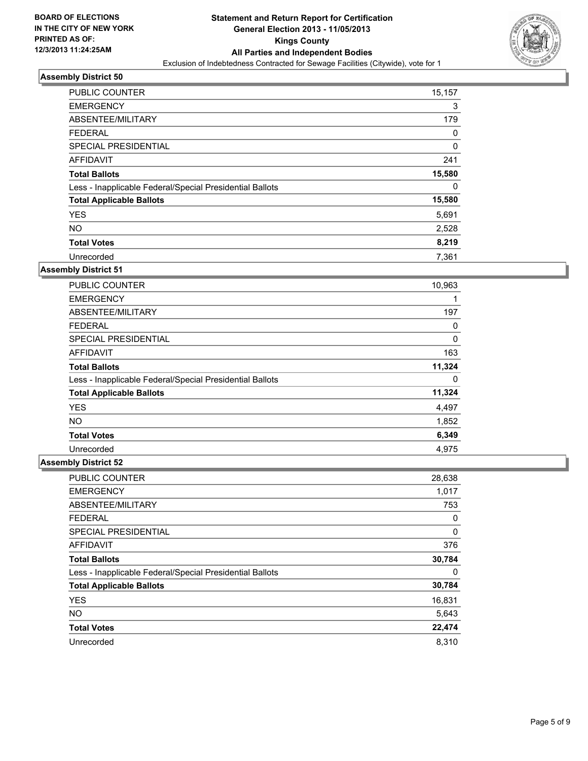**BOARD OF ELECTIONS IN THE CITY OF NEW YORK PRINTED AS OF: 12/3/2013 11:24:25AM**

# Statement and Return Report for Certification
## General Election 2013 - 11/05/2013
## Kings County
## All Parties and Independent Bodies
Exclusion of Indebtedness Contracted for Sewage Facilities (Citywide), vote for 1

### Assembly District 50

| | |
|---|---|
| PUBLIC COUNTER | 15,157 |
| EMERGENCY | 3 |
| ABSENTEE/MILITARY | 179 |
| FEDERAL | 0 |
| SPECIAL PRESIDENTIAL | 0 |
| AFFIDAVIT | 241 |
| **Total Ballots** | **15,580** |
| Less - Inapplicable Federal/Special Presidential Ballots | 0 |
| **Total Applicable Ballots** | **15,580** |
| YES | 5,691 |
| NO | 2,528 |
| **Total Votes** | **8,219** |
| Unrecorded | 7,361 |

### Assembly District 51

| | |
|---|---|
| PUBLIC COUNTER | 10,963 |
| EMERGENCY | 1 |
| ABSENTEE/MILITARY | 197 |
| FEDERAL | 0 |
| SPECIAL PRESIDENTIAL | 0 |
| AFFIDAVIT | 163 |
| **Total Ballots** | **11,324** |
| Less - Inapplicable Federal/Special Presidential Ballots | 0 |
| **Total Applicable Ballots** | **11,324** |
| YES | 4,497 |
| NO | 1,852 |
| **Total Votes** | **6,349** |
| Unrecorded | 4,975 |

### Assembly District 52

| | |
|---|---|
| PUBLIC COUNTER | 28,638 |
| EMERGENCY | 1,017 |
| ABSENTEE/MILITARY | 753 |
| FEDERAL | 0 |
| SPECIAL PRESIDENTIAL | 0 |
| AFFIDAVIT | 376 |
| **Total Ballots** | **30,784** |
| Less - Inapplicable Federal/Special Presidential Ballots | 0 |
| **Total Applicable Ballots** | **30,784** |
| YES | 16,831 |
| NO | 5,643 |
| **Total Votes** | **22,474** |
| Unrecorded | 8,310 |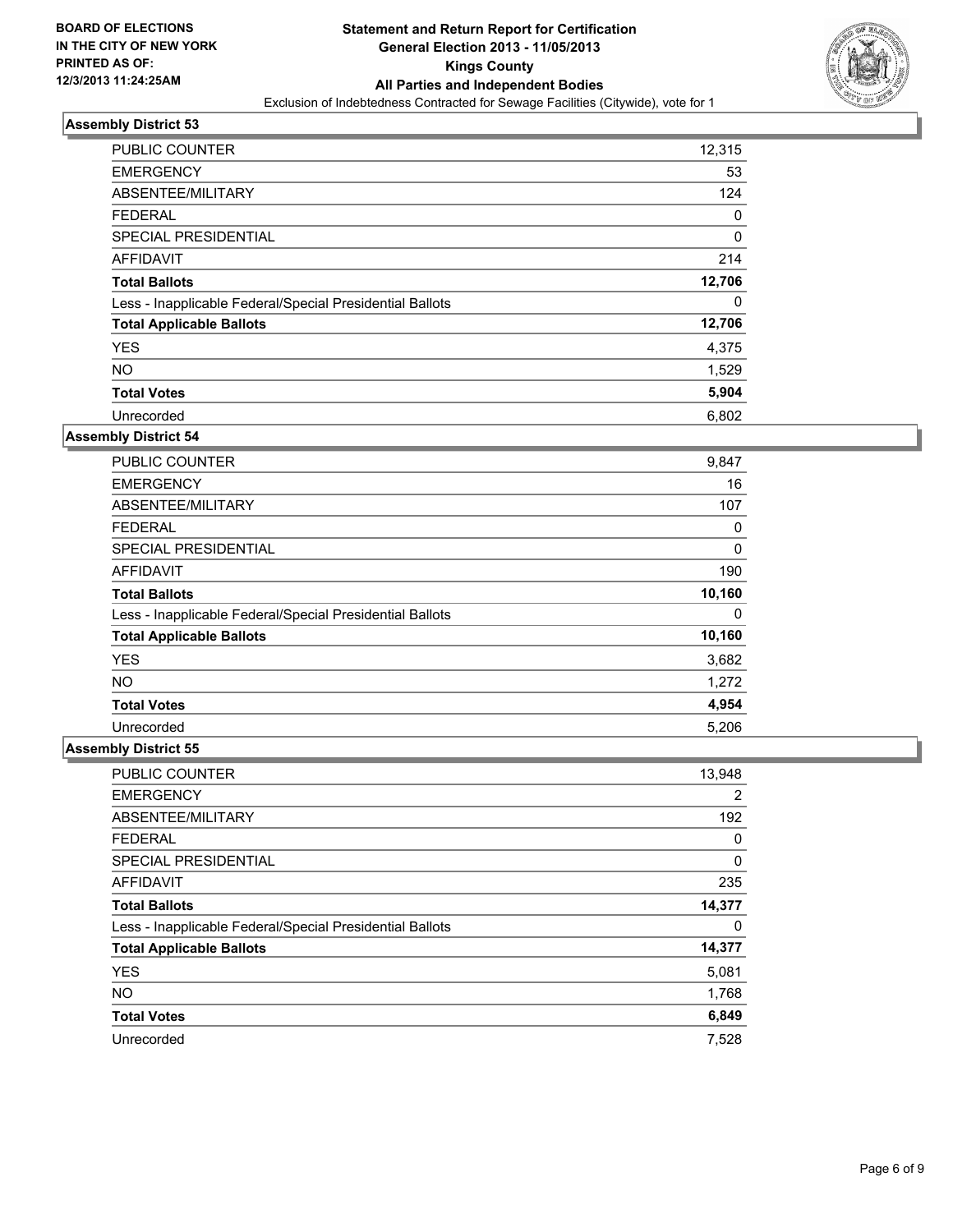**BOARD OF ELECTIONS IN THE CITY OF NEW YORK PRINTED AS OF: 12/3/2013 11:24:25AM**

# Statement and Return Report for Certification
## General Election 2013 - 11/05/2013
## Kings County
## All Parties and Independent Bodies
Exclusion of Indebtedness Contracted for Sewage Facilities (Citywide), vote for 1

### Assembly District 53

| | |
|---|---|
| PUBLIC COUNTER | 12,315 |
| EMERGENCY | 53 |
| ABSENTEE/MILITARY | 124 |
| FEDERAL | 0 |
| SPECIAL PRESIDENTIAL | 0 |
| AFFIDAVIT | 214 |
| **Total Ballots** | **12,706** |
| Less - Inapplicable Federal/Special Presidential Ballots | 0 |
| **Total Applicable Ballots** | **12,706** |
| YES | 4,375 |
| NO | 1,529 |
| **Total Votes** | **5,904** |
| Unrecorded | 6,802 |

### Assembly District 54

| | |
|---|---|
| PUBLIC COUNTER | 9,847 |
| EMERGENCY | 16 |
| ABSENTEE/MILITARY | 107 |
| FEDERAL | 0 |
| SPECIAL PRESIDENTIAL | 0 |
| AFFIDAVIT | 190 |
| **Total Ballots** | **10,160** |
| Less - Inapplicable Federal/Special Presidential Ballots | 0 |
| **Total Applicable Ballots** | **10,160** |
| YES | 3,682 |
| NO | 1,272 |
| **Total Votes** | **4,954** |
| Unrecorded | 5,206 |

### Assembly District 55

| | |
|---|---|
| PUBLIC COUNTER | 13,948 |
| EMERGENCY | 2 |
| ABSENTEE/MILITARY | 192 |
| FEDERAL | 0 |
| SPECIAL PRESIDENTIAL | 0 |
| AFFIDAVIT | 235 |
| **Total Ballots** | **14,377** |
| Less - Inapplicable Federal/Special Presidential Ballots | 0 |
| **Total Applicable Ballots** | **14,377** |
| YES | 5,081 |
| NO | 1,768 |
| **Total Votes** | **6,849** |
| Unrecorded | 7,528 |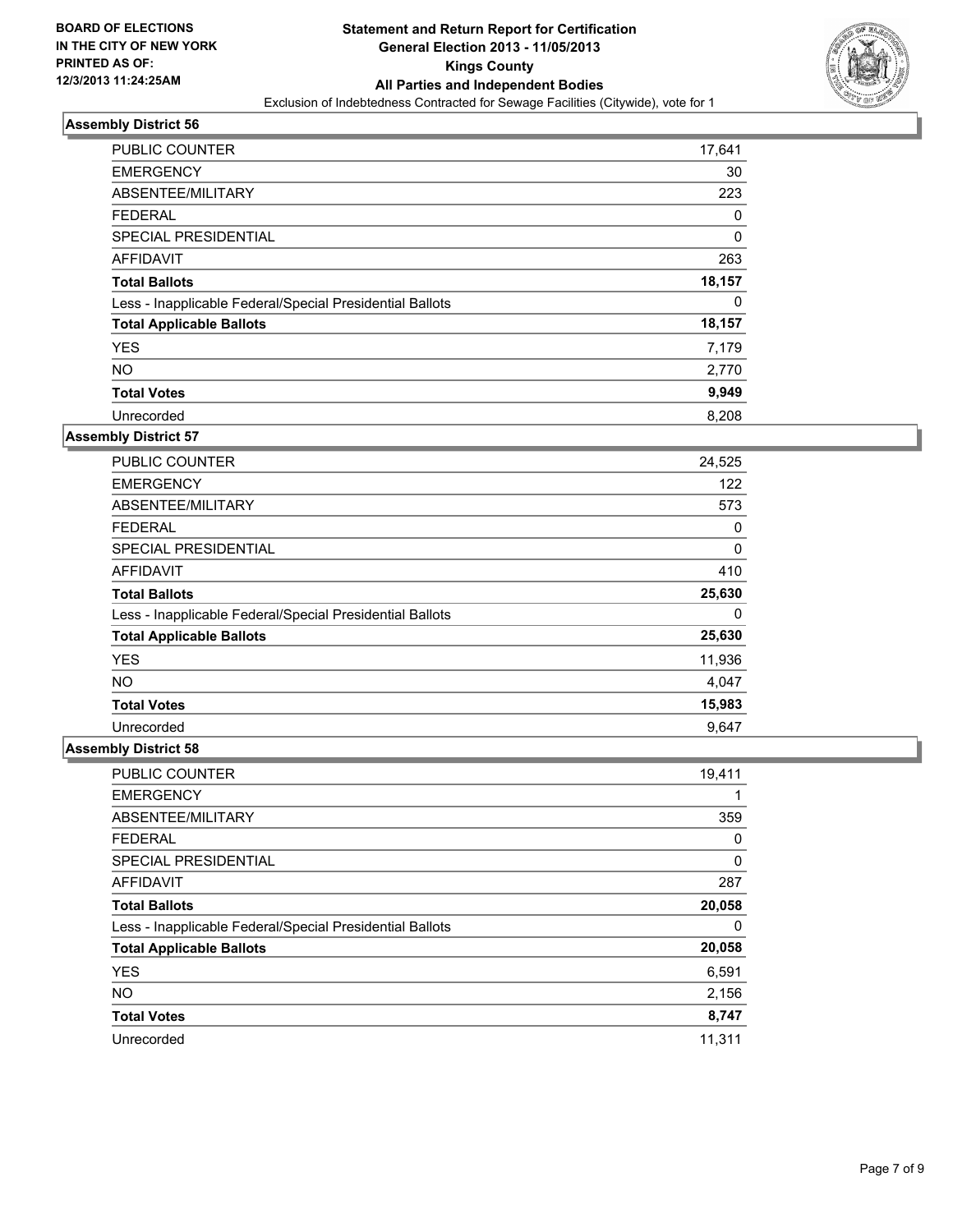BOARD OF ELECTIONS
IN THE CITY OF NEW YORK
PRINTED AS OF:
12/3/2013 11:24:25AM

**Statement and Return Report for Certification**
**General Election 2013 - 11/05/2013**
**Kings County**
**All Parties and Independent Bodies**
Exclusion of Indebtedness Contracted for Sewage Facilities (Citywide), vote for 1

### Assembly District 56

| | |
|---|---|
| PUBLIC COUNTER | 17,641 |
| EMERGENCY | 30 |
| ABSENTEE/MILITARY | 223 |
| FEDERAL | 0 |
| SPECIAL PRESIDENTIAL | 0 |
| AFFIDAVIT | 263 |
| **Total Ballots** | **18,157** |
| Less - Inapplicable Federal/Special Presidential Ballots | 0 |
| **Total Applicable Ballots** | **18,157** |
| YES | 7,179 |
| NO | 2,770 |
| **Total Votes** | **9,949** |
| Unrecorded | 8,208 |

### Assembly District 57

| | |
|---|---|
| PUBLIC COUNTER | 24,525 |
| EMERGENCY | 122 |
| ABSENTEE/MILITARY | 573 |
| FEDERAL | 0 |
| SPECIAL PRESIDENTIAL | 0 |
| AFFIDAVIT | 410 |
| **Total Ballots** | **25,630** |
| Less - Inapplicable Federal/Special Presidential Ballots | 0 |
| **Total Applicable Ballots** | **25,630** |
| YES | 11,936 |
| NO | 4,047 |
| **Total Votes** | **15,983** |
| Unrecorded | 9,647 |

### Assembly District 58

| | |
|---|---|
| PUBLIC COUNTER | 19,411 |
| EMERGENCY | 1 |
| ABSENTEE/MILITARY | 359 |
| FEDERAL | 0 |
| SPECIAL PRESIDENTIAL | 0 |
| AFFIDAVIT | 287 |
| **Total Ballots** | **20,058** |
| Less - Inapplicable Federal/Special Presidential Ballots | 0 |
| **Total Applicable Ballots** | **20,058** |
| YES | 6,591 |
| NO | 2,156 |
| **Total Votes** | **8,747** |
| Unrecorded | 11,311 |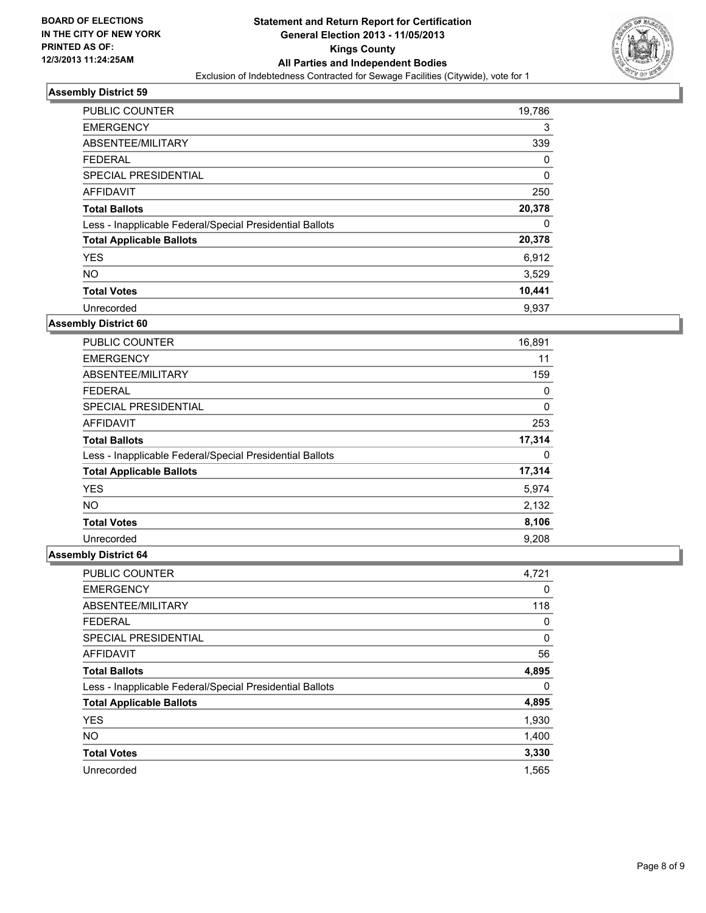**BOARD OF ELECTIONS IN THE CITY OF NEW YORK PRINTED AS OF: 12/3/2013 11:24:25AM**

**Statement and Return Report for Certification General Election 2013 - 11/05/2013 Kings County All Parties and Independent Bodies**

Exclusion of Indebtedness Contracted for Sewage Facilities (Citywide), vote for 1

### Assembly District 59

| | |
|---|---|
| PUBLIC COUNTER | 19,786 |
| EMERGENCY | 3 |
| ABSENTEE/MILITARY | 339 |
| FEDERAL | 0 |
| SPECIAL PRESIDENTIAL | 0 |
| AFFIDAVIT | 250 |
| **Total Ballots** | **20,378** |
| Less - Inapplicable Federal/Special Presidential Ballots | 0 |
| **Total Applicable Ballots** | **20,378** |
| YES | 6,912 |
| NO | 3,529 |
| **Total Votes** | **10,441** |
| Unrecorded | 9,937 |

### Assembly District 60

| | |
|---|---|
| PUBLIC COUNTER | 16,891 |
| EMERGENCY | 11 |
| ABSENTEE/MILITARY | 159 |
| FEDERAL | 0 |
| SPECIAL PRESIDENTIAL | 0 |
| AFFIDAVIT | 253 |
| **Total Ballots** | **17,314** |
| Less - Inapplicable Federal/Special Presidential Ballots | 0 |
| **Total Applicable Ballots** | **17,314** |
| YES | 5,974 |
| NO | 2,132 |
| **Total Votes** | **8,106** |
| Unrecorded | 9,208 |

### Assembly District 64

| | |
|---|---|
| PUBLIC COUNTER | 4,721 |
| EMERGENCY | 0 |
| ABSENTEE/MILITARY | 118 |
| FEDERAL | 0 |
| SPECIAL PRESIDENTIAL | 0 |
| AFFIDAVIT | 56 |
| **Total Ballots** | **4,895** |
| Less - Inapplicable Federal/Special Presidential Ballots | 0 |
| **Total Applicable Ballots** | **4,895** |
| YES | 1,930 |
| NO | 1,400 |
| **Total Votes** | **3,330** |
| Unrecorded | 1,565 |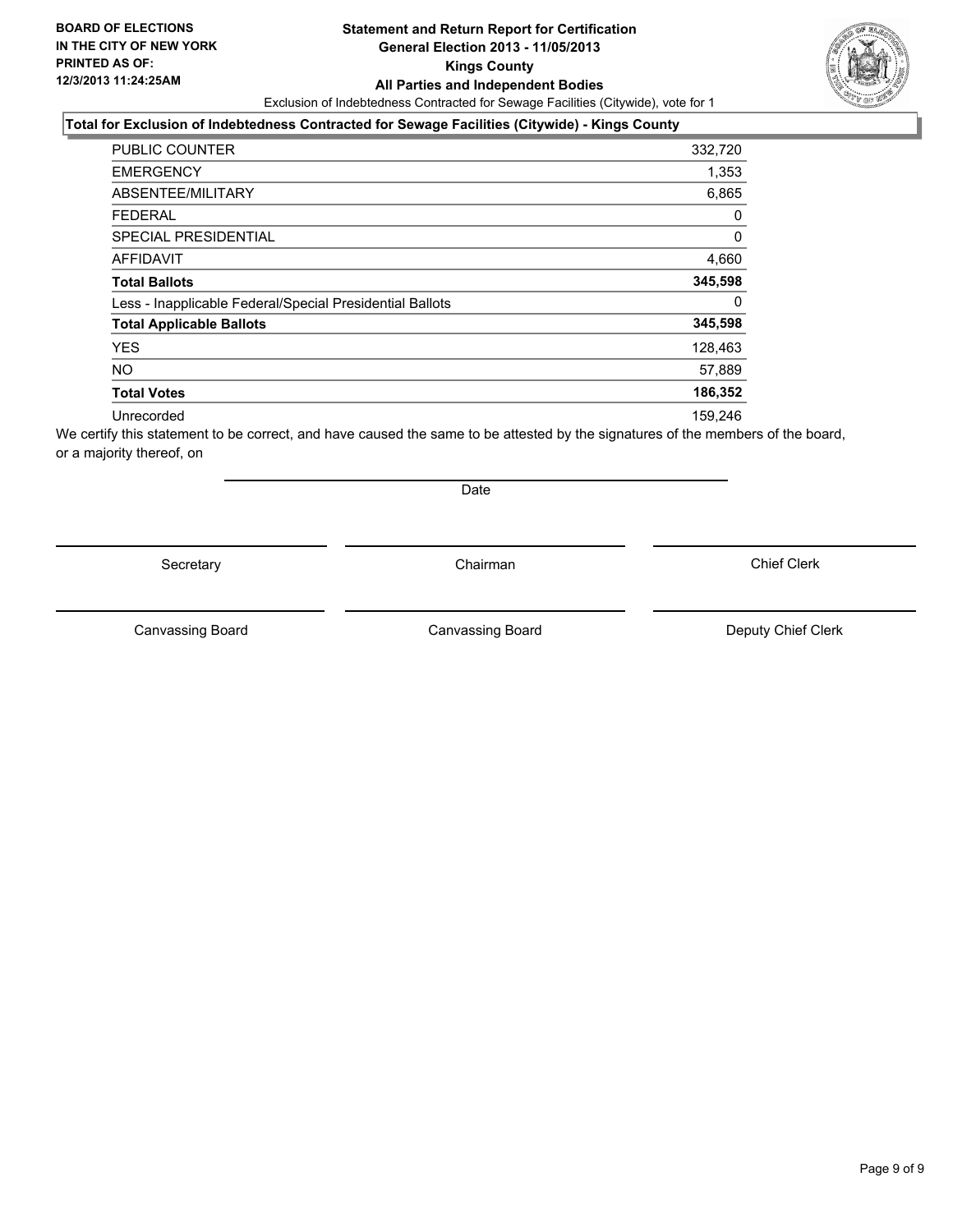**BOARD OF ELECTIONS IN THE CITY OF NEW YORK PRINTED AS OF: 12/3/2013 11:24:25AM**

# Statement and Return Report for Certification General Election 2013 - 11/05/2013 Kings County All Parties and Independent Bodies

Exclusion of Indebtedness Contracted for Sewage Facilities (Citywide), vote for 1

## Total for Exclusion of Indebtedness Contracted for Sewage Facilities (Citywide) - Kings County

| | |
|---|---|
| PUBLIC COUNTER | 332,720 |
| EMERGENCY | 1,353 |
| ABSENTEE/MILITARY | 6,865 |
| FEDERAL | 0 |
| SPECIAL PRESIDENTIAL | 0 |
| AFFIDAVIT | 4,660 |
| **Total Ballots** | **345,598** |
| Less - Inapplicable Federal/Special Presidential Ballots | 0 |
| **Total Applicable Ballots** | **345,598** |
| YES | 128,463 |
| NO | 57,889 |
| **Total Votes** | **186,352** |
| Unrecorded | 159,246 |

We certify this statement to be correct, and have caused the same to be attested by the signatures of the members of the board, or a majority thereof, on

Date

Secretary

Chairman

Chief Clerk

Canvassing Board

Canvassing Board

Deputy Chief Clerk